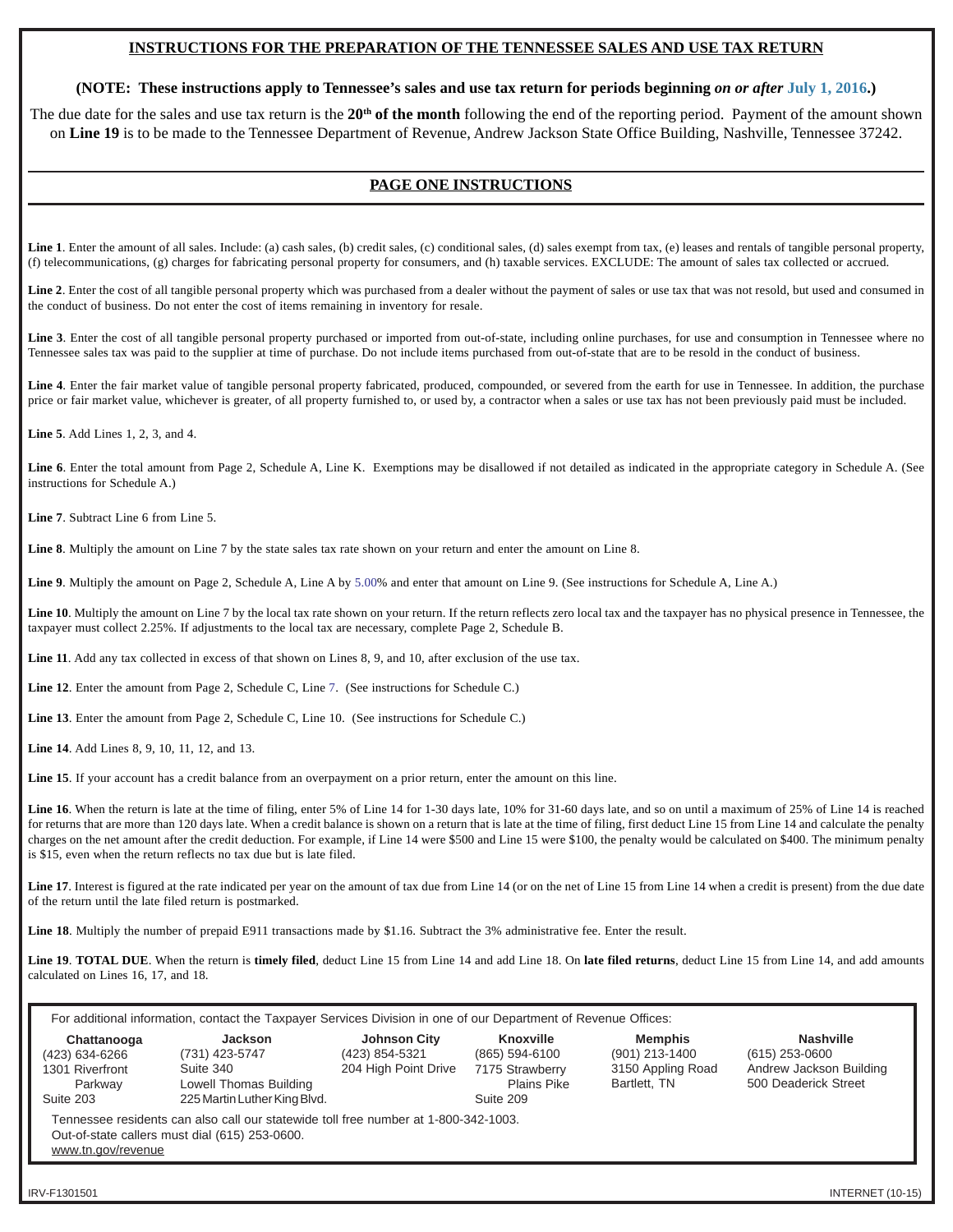# INSTRUCTIONS FOR THE PREPARATION OF THE TENNESSEE SALES AND USE TAX RETURN

**(NOTE: These instructions apply to Tennessee's sales and use tax return for periods beginning *on or after* July 1, 2016.)**

The due date for the sales and use tax return is the **20th of the month** following the end of the reporting period. Payment of the amount shown on **Line 19** is to be made to the Tennessee Department of Revenue, Andrew Jackson State Office Building, Nashville, Tennessee 37242.

## PAGE ONE INSTRUCTIONS

**Line 1**. Enter the amount of all sales. Include: (a) cash sales, (b) credit sales, (c) conditional sales, (d) sales exempt from tax, (e) leases and rentals of tangible personal property, (f) telecommunications, (g) charges for fabricating personal property for consumers, and (h) taxable services. EXCLUDE: The amount of sales tax collected or accrued.

**Line 2**. Enter the cost of all tangible personal property which was purchased from a dealer without the payment of sales or use tax that was not resold, but used and consumed in the conduct of business. Do not enter the cost of items remaining in inventory for resale.

**Line 3**. Enter the cost of all tangible personal property purchased or imported from out-of-state, including online purchases, for use and consumption in Tennessee where no Tennessee sales tax was paid to the supplier at time of purchase. Do not include items purchased from out-of-state that are to be resold in the conduct of business.

**Line 4**. Enter the fair market value of tangible personal property fabricated, produced, compounded, or severed from the earth for use in Tennessee. In addition, the purchase price or fair market value, whichever is greater, of all property furnished to, or used by, a contractor when a sales or use tax has not been previously paid must be included.

**Line 5**. Add Lines 1, 2, 3, and 4.

**Line 6**. Enter the total amount from Page 2, Schedule A, Line K. Exemptions may be disallowed if not detailed as indicated in the appropriate category in Schedule A. (See instructions for Schedule A.)

**Line 7**. Subtract Line 6 from Line 5.

**Line 8**. Multiply the amount on Line 7 by the state sales tax rate shown on your return and enter the amount on Line 8.

**Line 9**. Multiply the amount on Page 2, Schedule A, Line A by 5.00% and enter that amount on Line 9. (See instructions for Schedule A, Line A.)

**Line 10**. Multiply the amount on Line 7 by the local tax rate shown on your return. If the return reflects zero local tax and the taxpayer has no physical presence in Tennessee, the taxpayer must collect 2.25%. If adjustments to the local tax are necessary, complete Page 2, Schedule B.

**Line 11**. Add any tax collected in excess of that shown on Lines 8, 9, and 10, after exclusion of the use tax.

**Line 12**. Enter the amount from Page 2, Schedule C, Line 7. (See instructions for Schedule C.)

**Line 13**. Enter the amount from Page 2, Schedule C, Line 10. (See instructions for Schedule C.)

**Line 14**. Add Lines 8, 9, 10, 11, 12, and 13.

**Line 15**. If your account has a credit balance from an overpayment on a prior return, enter the amount on this line.

**Line 16**. When the return is late at the time of filing, enter 5% of Line 14 for 1-30 days late, 10% for 31-60 days late, and so on until a maximum of 25% of Line 14 is reached for returns that are more than 120 days late. When a credit balance is shown on a return that is late at the time of filing, first deduct Line 15 from Line 14 and calculate the penalty charges on the net amount after the credit deduction. For example, if Line 14 were $500 and Line 15 were $100, the penalty would be calculated on $400. The minimum penalty is $15, even when the return reflects no tax due but is late filed.

**Line 17**. Interest is figured at the rate indicated per year on the amount of tax due from Line 14 (or on the net of Line 15 from Line 14 when a credit is present) from the due date of the return until the late filed return is postmarked.

**Line 18**. Multiply the number of prepaid E911 transactions made by $1.16. Subtract the 3% administrative fee. Enter the result.

**Line 19**. **TOTAL DUE**. When the return is **timely filed**, deduct Line 15 from Line 14 and add Line 18. On **late filed returns**, deduct Line 15 from Line 14, and add amounts calculated on Lines 16, 17, and 18.

For additional information, contact the Taxpayer Services Division in one of our Department of Revenue Offices:

| Chattanooga | Jackson | Johnson City | Knoxville | Memphis | Nashville |
|---|---|---|---|---|---|
| (423) 634-6266 | (731) 423-5747 | (423) 854-5321 | (865) 594-6100 | (901) 213-1400 | (615) 253-0600 |
| 1301 Riverfront Parkway | Suite 340 | 204 High Point Drive | 7175 Strawberry Plains Pike | 3150 Appling Road | Andrew Jackson Building |
| Suite 203 | Lowell Thomas Building | | Suite 209 | Bartlett, TN | 500 Deaderick Street |
| | 225 Martin Luther King Blvd. | | | | |

Tennessee residents can also call our statewide toll free number at 1-800-342-1003.
Out-of-state callers must dial (615) 253-0600.
www.tn.gov/revenue

IRV-F1301501 INTERNET (10-15)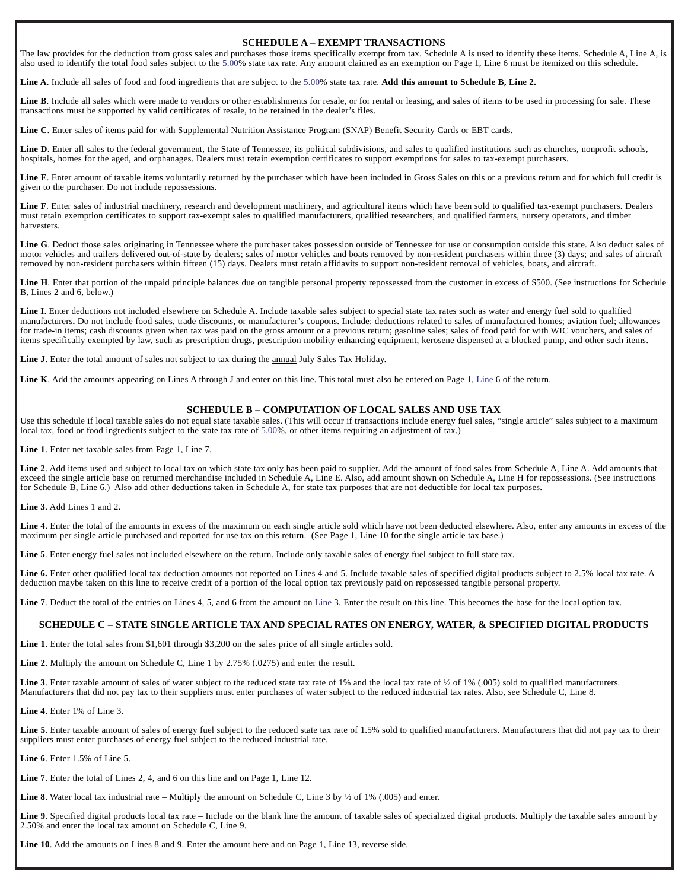## SCHEDULE A – EXEMPT TRANSACTIONS

The law provides for the deduction from gross sales and purchases those items specifically exempt from tax. Schedule A is used to identify these items. Schedule A, Line A, is also used to identify the total food sales subject to the 5.00% state tax rate. Any amount claimed as an exemption on Page 1, Line 6 must be itemized on this schedule.

**Line A**. Include all sales of food and food ingredients that are subject to the 5.00% state tax rate. **Add this amount to Schedule B, Line 2.**

**Line B**. Include all sales which were made to vendors or other establishments for resale, or for rental or leasing, and sales of items to be used in processing for sale. These transactions must be supported by valid certificates of resale, to be retained in the dealer's files.

**Line C**. Enter sales of items paid for with Supplemental Nutrition Assistance Program (SNAP) Benefit Security Cards or EBT cards.

**Line D**. Enter all sales to the federal government, the State of Tennessee, its political subdivisions, and sales to qualified institutions such as churches, nonprofit schools, hospitals, homes for the aged, and orphanages. Dealers must retain exemption certificates to support exemptions for sales to tax-exempt purchasers.

**Line E**. Enter amount of taxable items voluntarily returned by the purchaser which have been included in Gross Sales on this or a previous return and for which full credit is given to the purchaser. Do not include repossessions.

**Line F**. Enter sales of industrial machinery, research and development machinery, and agricultural items which have been sold to qualified tax-exempt purchasers. Dealers must retain exemption certificates to support tax-exempt sales to qualified manufacturers, qualified researchers, and qualified farmers, nursery operators, and timber harvesters.

**Line G**. Deduct those sales originating in Tennessee where the purchaser takes possession outside of Tennessee for use or consumption outside this state. Also deduct sales of motor vehicles and trailers delivered out-of-state by dealers; sales of motor vehicles and boats removed by non-resident purchasers within three (3) days; and sales of aircraft removed by non-resident purchasers within fifteen (15) days. Dealers must retain affidavits to support non-resident removal of vehicles, boats, and aircraft.

**Line H**. Enter that portion of the unpaid principle balances due on tangible personal property repossessed from the customer in excess of $500. (See instructions for Schedule B, Lines 2 and 6, below.)

**Line I**. Enter deductions not included elsewhere on Schedule A. Include taxable sales subject to special state tax rates such as water and energy fuel sold to qualified manufacturers**.** Do not include food sales, trade discounts, or manufacturer's coupons. Include: deductions related to sales of manufactured homes; aviation fuel; allowances for trade-in items; cash discounts given when tax was paid on the gross amount or a previous return; gasoline sales; sales of food paid for with WIC vouchers, and sales of items specifically exempted by law, such as prescription drugs, prescription mobility enhancing equipment, kerosene dispensed at a blocked pump, and other such items.

**Line J**. Enter the total amount of sales not subject to tax during the annual July Sales Tax Holiday.

**Line K**. Add the amounts appearing on Lines A through J and enter on this line. This total must also be entered on Page 1, Line 6 of the return.

## SCHEDULE B – COMPUTATION OF LOCAL SALES AND USE TAX

Use this schedule if local taxable sales do not equal state taxable sales. (This will occur if transactions include energy fuel sales, "single article" sales subject to a maximum local tax, food or food ingredients subject to the state tax rate of 5.00%, or other items requiring an adjustment of tax.)

**Line 1**. Enter net taxable sales from Page 1, Line 7.

**Line 2**. Add items used and subject to local tax on which state tax only has been paid to supplier. Add the amount of food sales from Schedule A, Line A. Add amounts that exceed the single article base on returned merchandise included in Schedule A, Line E. Also, add amount shown on Schedule A, Line H for repossessions. (See instructions for Schedule B, Line 6.) Also add other deductions taken in Schedule A, for state tax purposes that are not deductible for local tax purposes.

**Line 3**. Add Lines 1 and 2.

**Line 4**. Enter the total of the amounts in excess of the maximum on each single article sold which have not been deducted elsewhere. Also, enter any amounts in excess of the maximum per single article purchased and reported for use tax on this return. (See Page 1, Line 10 for the single article tax base.)

**Line 5**. Enter energy fuel sales not included elsewhere on the return. Include only taxable sales of energy fuel subject to full state tax.

**Line 6.** Enter other qualified local tax deduction amounts not reported on Lines 4 and 5. Include taxable sales of specified digital products subject to 2.5% local tax rate. A deduction maybe taken on this line to receive credit of a portion of the local option tax previously paid on repossessed tangible personal property.

**Line 7**. Deduct the total of the entries on Lines 4, 5, and 6 from the amount on Line 3. Enter the result on this line. This becomes the base for the local option tax.

## SCHEDULE C – STATE SINGLE ARTICLE TAX AND SPECIAL RATES ON ENERGY, WATER, & SPECIFIED DIGITAL PRODUCTS

**Line 1**. Enter the total sales from $1,601 through $3,200 on the sales price of all single articles sold.

**Line 2**. Multiply the amount on Schedule C, Line 1 by 2.75% (.0275) and enter the result.

**Line 3**. Enter taxable amount of sales of water subject to the reduced state tax rate of 1% and the local tax rate of ½ of 1% (.005) sold to qualified manufacturers. Manufacturers that did not pay tax to their suppliers must enter purchases of water subject to the reduced industrial tax rates. Also, see Schedule C, Line 8.

**Line 4**. Enter 1% of Line 3.

**Line 5**. Enter taxable amount of sales of energy fuel subject to the reduced state tax rate of 1.5% sold to qualified manufacturers. Manufacturers that did not pay tax to their suppliers must enter purchases of energy fuel subject to the reduced industrial rate.

**Line 6**. Enter 1.5% of Line 5.

**Line 7**. Enter the total of Lines 2, 4, and 6 on this line and on Page 1, Line 12.

**Line 8**. Water local tax industrial rate – Multiply the amount on Schedule C, Line 3 by ½ of 1% (.005) and enter.

**Line 9**. Specified digital products local tax rate – Include on the blank line the amount of taxable sales of specialized digital products. Multiply the taxable sales amount by 2.50% and enter the local tax amount on Schedule C, Line 9.

**Line 10**. Add the amounts on Lines 8 and 9. Enter the amount here and on Page 1, Line 13, reverse side.